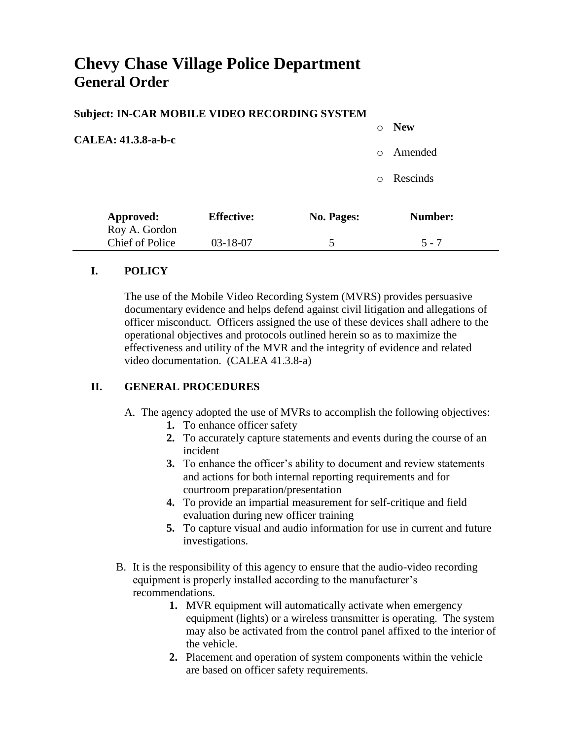# Chevy Chase Village Police Department
## General Order

**Subject: IN-CAR MOBILE VIDEO RECORDING SYSTEM**

**CALEA: 41.3.8-a-b-c**

- **New**
- Amended
- Rescinds

| **Approved:** | **Effective:** | **No. Pages:** | **Number:** |
| --- | --- | --- | --- |
| Roy A. Gordon Chief of Police | 03-18-07 | 5 | 5 - 7 |

## I. POLICY

The use of the Mobile Video Recording System (MVRS) provides persuasive documentary evidence and helps defend against civil litigation and allegations of officer misconduct. Officers assigned the use of these devices shall adhere to the operational objectives and protocols outlined herein so as to maximize the effectiveness and utility of the MVR and the integrity of evidence and related video documentation. (CALEA 41.3.8-a)

## II. GENERAL PROCEDURES

A. The agency adopted the use of MVRs to accomplish the following objectives:

1. To enhance officer safety
2. To accurately capture statements and events during the course of an incident
3. To enhance the officer's ability to document and review statements and actions for both internal reporting requirements and for courtroom preparation/presentation
4. To provide an impartial measurement for self-critique and field evaluation during new officer training
5. To capture visual and audio information for use in current and future investigations.

B. It is the responsibility of this agency to ensure that the audio-video recording equipment is properly installed according to the manufacturer's recommendations.

1. MVR equipment will automatically activate when emergency equipment (lights) or a wireless transmitter is operating. The system may also be activated from the control panel affixed to the interior of the vehicle.
2. Placement and operation of system components within the vehicle are based on officer safety requirements.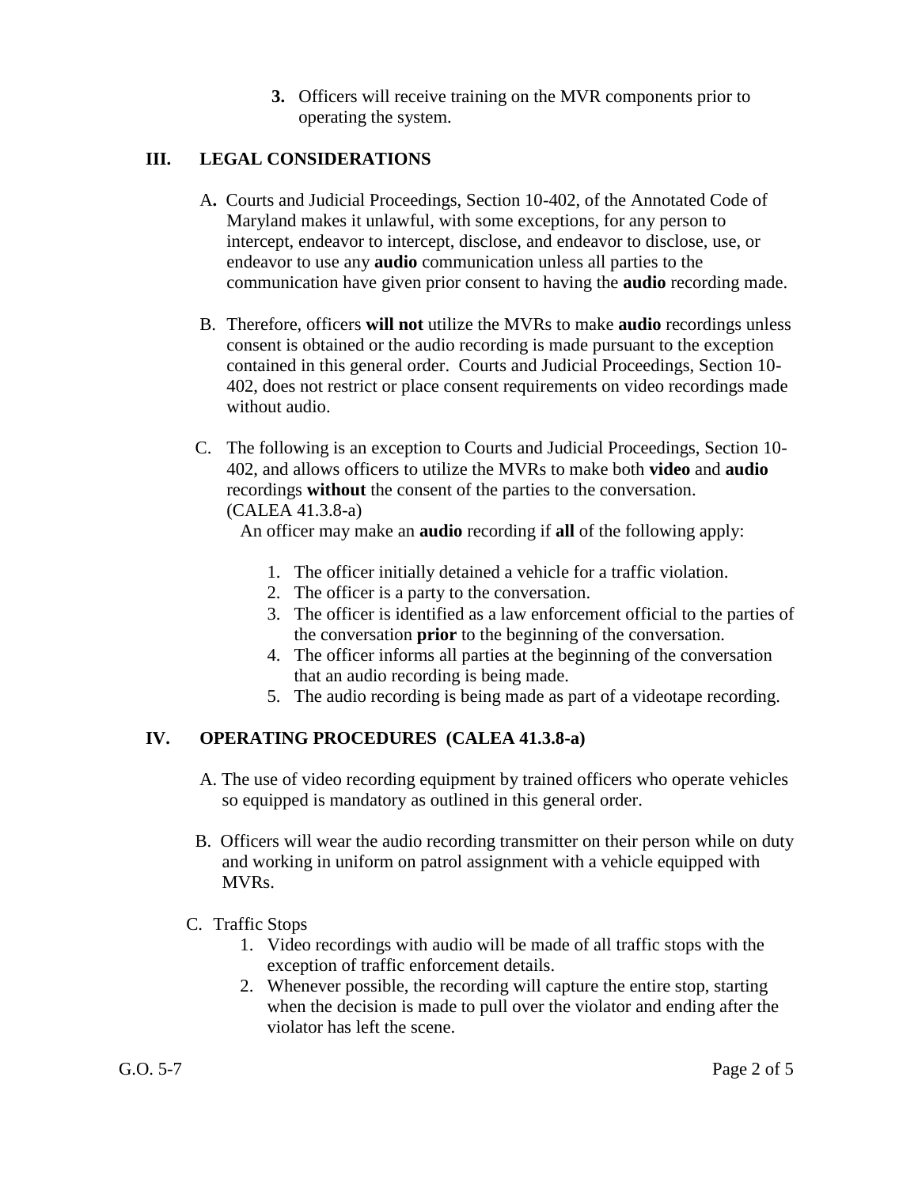3. Officers will receive training on the MVR components prior to operating the system.

## III. LEGAL CONSIDERATIONS

A. Courts and Judicial Proceedings, Section 10-402, of the Annotated Code of Maryland makes it unlawful, with some exceptions, for any person to intercept, endeavor to intercept, disclose, and endeavor to disclose, use, or endeavor to use any **audio** communication unless all parties to the communication have given prior consent to having the **audio** recording made.

B. Therefore, officers **will not** utilize the MVRs to make **audio** recordings unless consent is obtained or the audio recording is made pursuant to the exception contained in this general order. Courts and Judicial Proceedings, Section 10-402, does not restrict or place consent requirements on video recordings made without audio.

C. The following is an exception to Courts and Judicial Proceedings, Section 10-402, and allows officers to utilize the MVRs to make both **video** and **audio** recordings **without** the consent of the parties to the conversation. (CALEA 41.3.8-a)

An officer may make an **audio** recording if **all** of the following apply:

1. The officer initially detained a vehicle for a traffic violation.
2. The officer is a party to the conversation.
3. The officer is identified as a law enforcement official to the parties of the conversation **prior** to the beginning of the conversation.
4. The officer informs all parties at the beginning of the conversation that an audio recording is being made.
5. The audio recording is being made as part of a videotape recording.

## IV. OPERATING PROCEDURES (CALEA 41.3.8-a)

A. The use of video recording equipment by trained officers who operate vehicles so equipped is mandatory as outlined in this general order.

B. Officers will wear the audio recording transmitter on their person while on duty and working in uniform on patrol assignment with a vehicle equipped with MVRs.

C. Traffic Stops

1. Video recordings with audio will be made of all traffic stops with the exception of traffic enforcement details.
2. Whenever possible, the recording will capture the entire stop, starting when the decision is made to pull over the violator and ending after the violator has left the scene.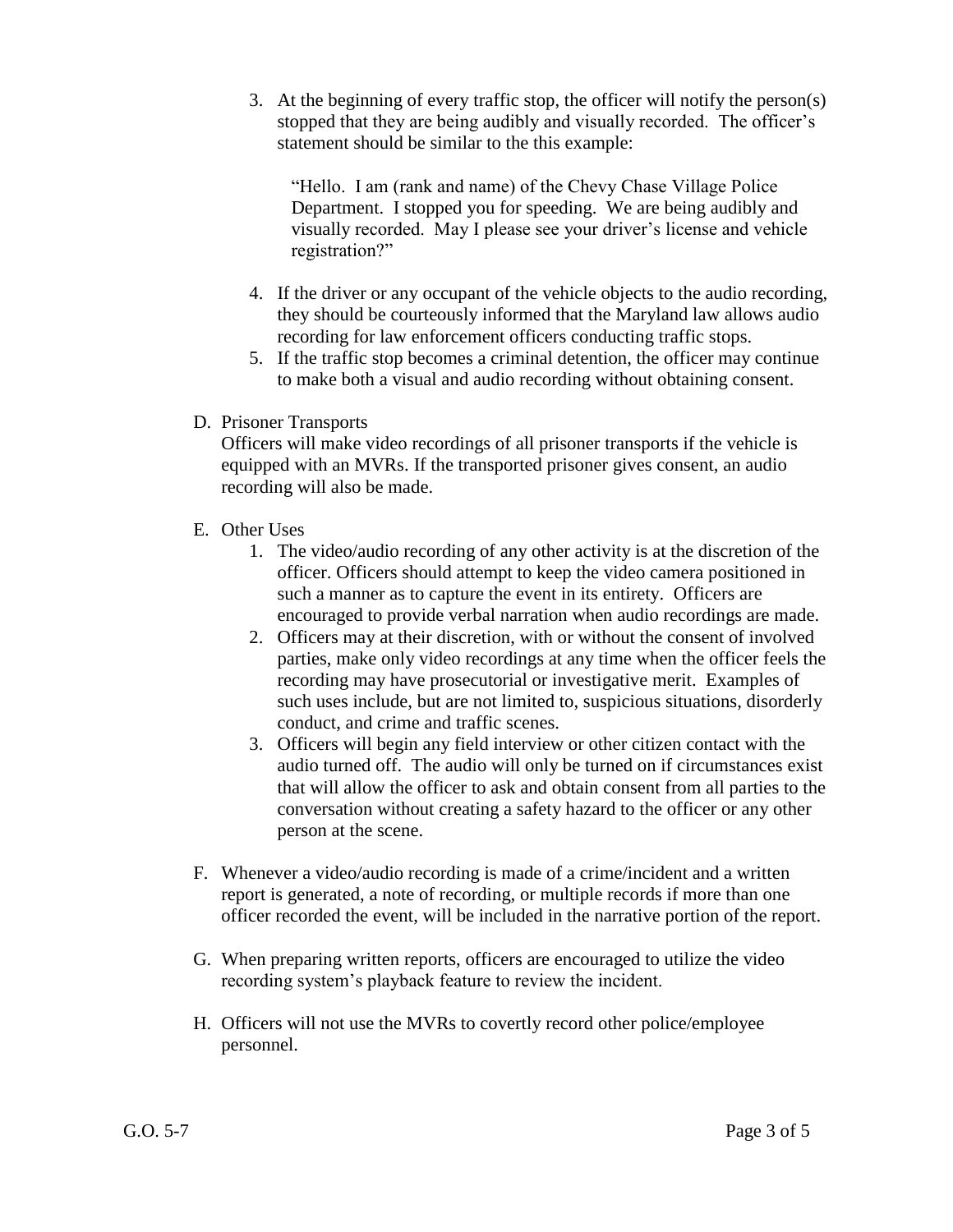3. At the beginning of every traffic stop, the officer will notify the person(s) stopped that they are being audibly and visually recorded. The officer's statement should be similar to the this example:

   "Hello. I am (rank and name) of the Chevy Chase Village Police Department. I stopped you for speeding. We are being audibly and visually recorded. May I please see your driver's license and vehicle registration?"

4. If the driver or any occupant of the vehicle objects to the audio recording, they should be courteously informed that the Maryland law allows audio recording for law enforcement officers conducting traffic stops.
5. If the traffic stop becomes a criminal detention, the officer may continue to make both a visual and audio recording without obtaining consent.

D. Prisoner Transports

Officers will make video recordings of all prisoner transports if the vehicle is equipped with an MVRs. If the transported prisoner gives consent, an audio recording will also be made.

E. Other Uses

1. The video/audio recording of any other activity is at the discretion of the officer. Officers should attempt to keep the video camera positioned in such a manner as to capture the event in its entirety. Officers are encouraged to provide verbal narration when audio recordings are made.
2. Officers may at their discretion, with or without the consent of involved parties, make only video recordings at any time when the officer feels the recording may have prosecutorial or investigative merit. Examples of such uses include, but are not limited to, suspicious situations, disorderly conduct, and crime and traffic scenes.
3. Officers will begin any field interview or other citizen contact with the audio turned off. The audio will only be turned on if circumstances exist that will allow the officer to ask and obtain consent from all parties to the conversation without creating a safety hazard to the officer or any other person at the scene.

F. Whenever a video/audio recording is made of a crime/incident and a written report is generated, a note of recording, or multiple records if more than one officer recorded the event, will be included in the narrative portion of the report.

G. When preparing written reports, officers are encouraged to utilize the video recording system's playback feature to review the incident.

H. Officers will not use the MVRs to covertly record other police/employee personnel.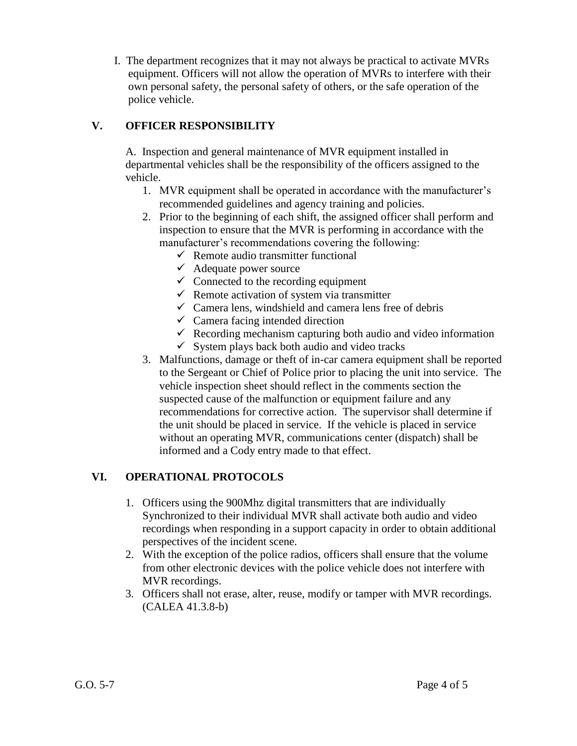I. The department recognizes that it may not always be practical to activate MVRs equipment. Officers will not allow the operation of MVRs to interfere with their own personal safety, the personal safety of others, or the safe operation of the police vehicle.

## V. OFFICER RESPONSIBILITY

A. Inspection and general maintenance of MVR equipment installed in departmental vehicles shall be the responsibility of the officers assigned to the vehicle.

1. MVR equipment shall be operated in accordance with the manufacturer's recommended guidelines and agency training and policies.
2. Prior to the beginning of each shift, the assigned officer shall perform and inspection to ensure that the MVR is performing in accordance with the manufacturer's recommendations covering the following:
   - ✓ Remote audio transmitter functional
   - ✓ Adequate power source
   - ✓ Connected to the recording equipment
   - ✓ Remote activation of system via transmitter
   - ✓ Camera lens, windshield and camera lens free of debris
   - ✓ Camera facing intended direction
   - ✓ Recording mechanism capturing both audio and video information
   - ✓ System plays back both audio and video tracks
3. Malfunctions, damage or theft of in-car camera equipment shall be reported to the Sergeant or Chief of Police prior to placing the unit into service. The vehicle inspection sheet should reflect in the comments section the suspected cause of the malfunction or equipment failure and any recommendations for corrective action. The supervisor shall determine if the unit should be placed in service. If the vehicle is placed in service without an operating MVR, communications center (dispatch) shall be informed and a Cody entry made to that effect.

## VI. OPERATIONAL PROTOCOLS

1. Officers using the 900Mhz digital transmitters that are individually Synchronized to their individual MVR shall activate both audio and video recordings when responding in a support capacity in order to obtain additional perspectives of the incident scene.
2. With the exception of the police radios, officers shall ensure that the volume from other electronic devices with the police vehicle does not interfere with MVR recordings.
3. Officers shall not erase, alter, reuse, modify or tamper with MVR recordings. (CALEA 41.3.8-b)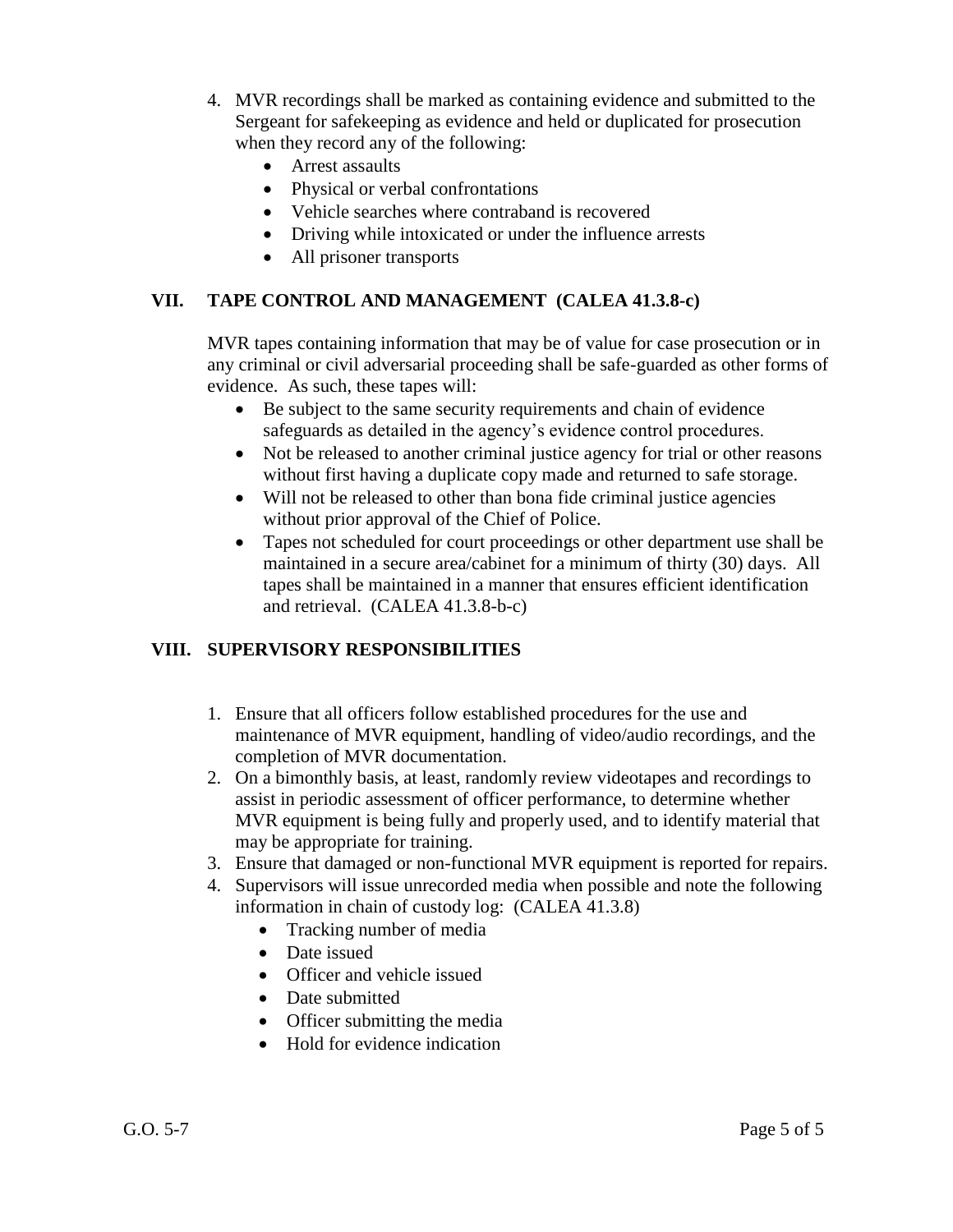4. MVR recordings shall be marked as containing evidence and submitted to the Sergeant for safekeeping as evidence and held or duplicated for prosecution when they record any of the following:
    - Arrest assaults
    - Physical or verbal confrontations
    - Vehicle searches where contraband is recovered
    - Driving while intoxicated or under the influence arrests
    - All prisoner transports

## VII. TAPE CONTROL AND MANAGEMENT (CALEA 41.3.8-c)

MVR tapes containing information that may be of value for case prosecution or in any criminal or civil adversarial proceeding shall be safe-guarded as other forms of evidence. As such, these tapes will:

- Be subject to the same security requirements and chain of evidence safeguards as detailed in the agency's evidence control procedures.
- Not be released to another criminal justice agency for trial or other reasons without first having a duplicate copy made and returned to safe storage.
- Will not be released to other than bona fide criminal justice agencies without prior approval of the Chief of Police.
- Tapes not scheduled for court proceedings or other department use shall be maintained in a secure area/cabinet for a minimum of thirty (30) days. All tapes shall be maintained in a manner that ensures efficient identification and retrieval. (CALEA 41.3.8-b-c)

## VIII. SUPERVISORY RESPONSIBILITIES

1. Ensure that all officers follow established procedures for the use and maintenance of MVR equipment, handling of video/audio recordings, and the completion of MVR documentation.
2. On a bimonthly basis, at least, randomly review videotapes and recordings to assist in periodic assessment of officer performance, to determine whether MVR equipment is being fully and properly used, and to identify material that may be appropriate for training.
3. Ensure that damaged or non-functional MVR equipment is reported for repairs.
4. Supervisors will issue unrecorded media when possible and note the following information in chain of custody log: (CALEA 41.3.8)
    - Tracking number of media
    - Date issued
    - Officer and vehicle issued
    - Date submitted
    - Officer submitting the media
    - Hold for evidence indication